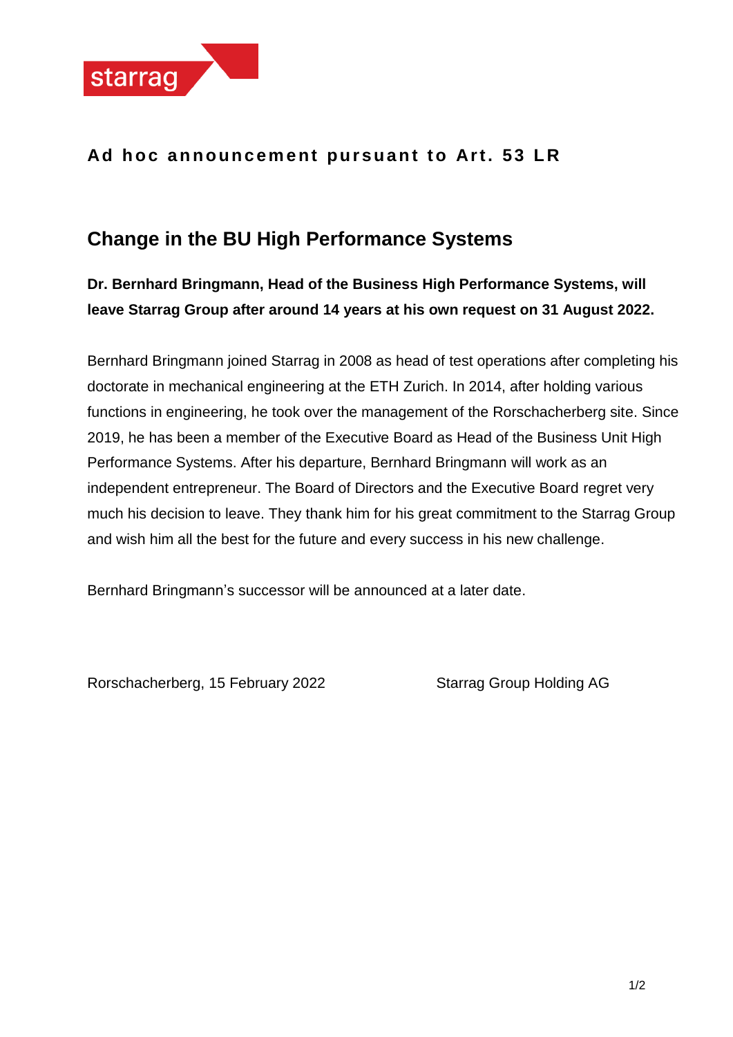starrag

## Ad hoc announcement pursuant to Art. 53 LR

# Change in the BU High Performance Systems

**Dr. Bernhard Bringmann, Head of the Business High Performance Systems, will leave Starrag Group after around 14 years at his own request on 31 August 2022.**

Bernhard Bringmann joined Starrag in 2008 as head of test operations after completing his doctorate in mechanical engineering at the ETH Zurich. In 2014, after holding various functions in engineering, he took over the management of the Rorschacherberg site. Since 2019, he has been a member of the Executive Board as Head of the Business Unit High Performance Systems. After his departure, Bernhard Bringmann will work as an independent entrepreneur. The Board of Directors and the Executive Board regret very much his decision to leave. They thank him for his great commitment to the Starrag Group and wish him all the best for the future and every success in his new challenge.

Bernhard Bringmann's successor will be announced at a later date.

Rorschacherberg, 15 February 2022

Starrag Group Holding AG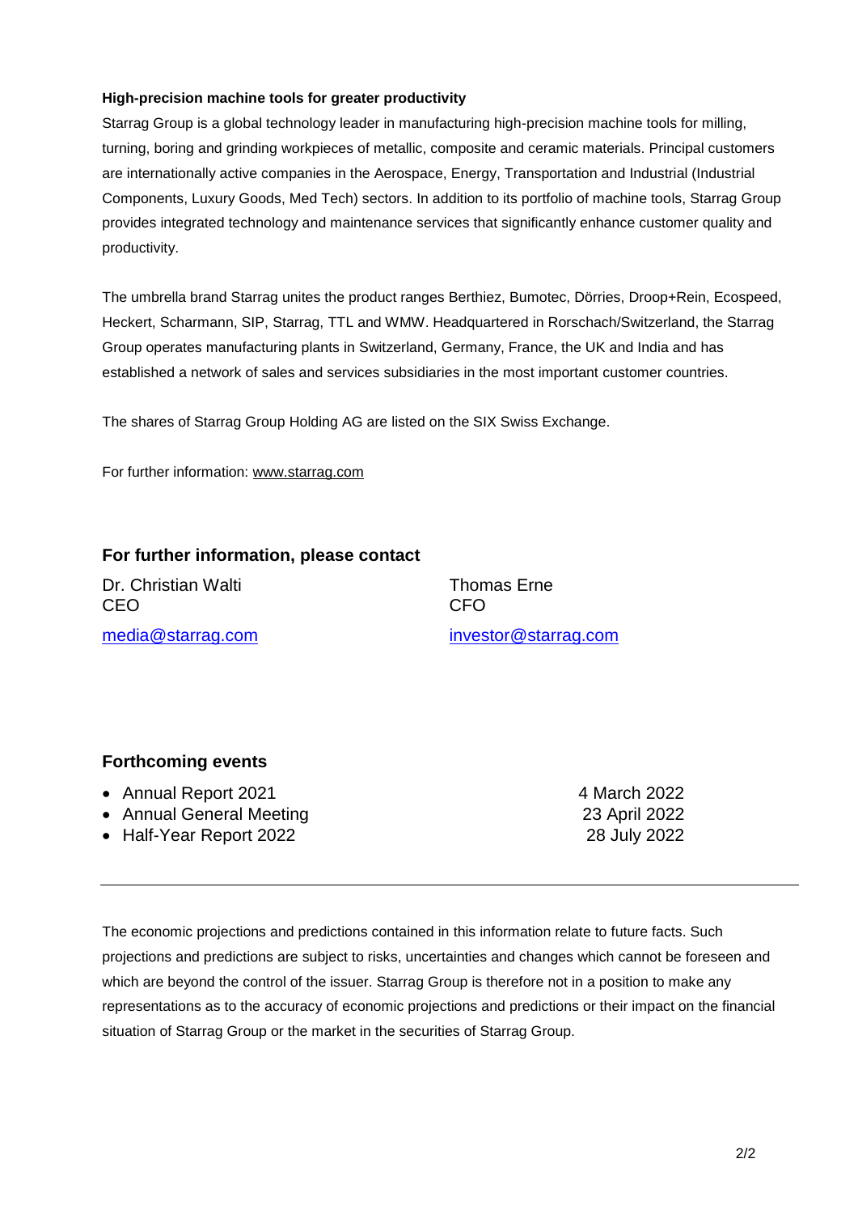**High-precision machine tools for greater productivity**

Starrag Group is a global technology leader in manufacturing high-precision machine tools for milling, turning, boring and grinding workpieces of metallic, composite and ceramic materials. Principal customers are internationally active companies in the Aerospace, Energy, Transportation and Industrial (Industrial Components, Luxury Goods, Med Tech) sectors. In addition to its portfolio of machine tools, Starrag Group provides integrated technology and maintenance services that significantly enhance customer quality and productivity.

The umbrella brand Starrag unites the product ranges Berthiez, Bumotec, Dörries, Droop+Rein, Ecospeed, Heckert, Scharmann, SIP, Starrag, TTL and WMW. Headquartered in Rorschach/Switzerland, the Starrag Group operates manufacturing plants in Switzerland, Germany, France, the UK and India and has established a network of sales and services subsidiaries in the most important customer countries.

The shares of Starrag Group Holding AG are listed on the SIX Swiss Exchange.

For further information: www.starrag.com

## For further information, please contact

Dr. Christian Walti
CEO
media@starrag.com

Thomas Erne
CFO
investor@starrag.com

## Forthcoming events

- Annual Report 2021 — 4 March 2022
- Annual General Meeting — 23 April 2022
- Half-Year Report 2022 — 28 July 2022

---

The economic projections and predictions contained in this information relate to future facts. Such projections and predictions are subject to risks, uncertainties and changes which cannot be foreseen and which are beyond the control of the issuer. Starrag Group is therefore not in a position to make any representations as to the accuracy of economic projections and predictions or their impact on the financial situation of Starrag Group or the market in the securities of Starrag Group.